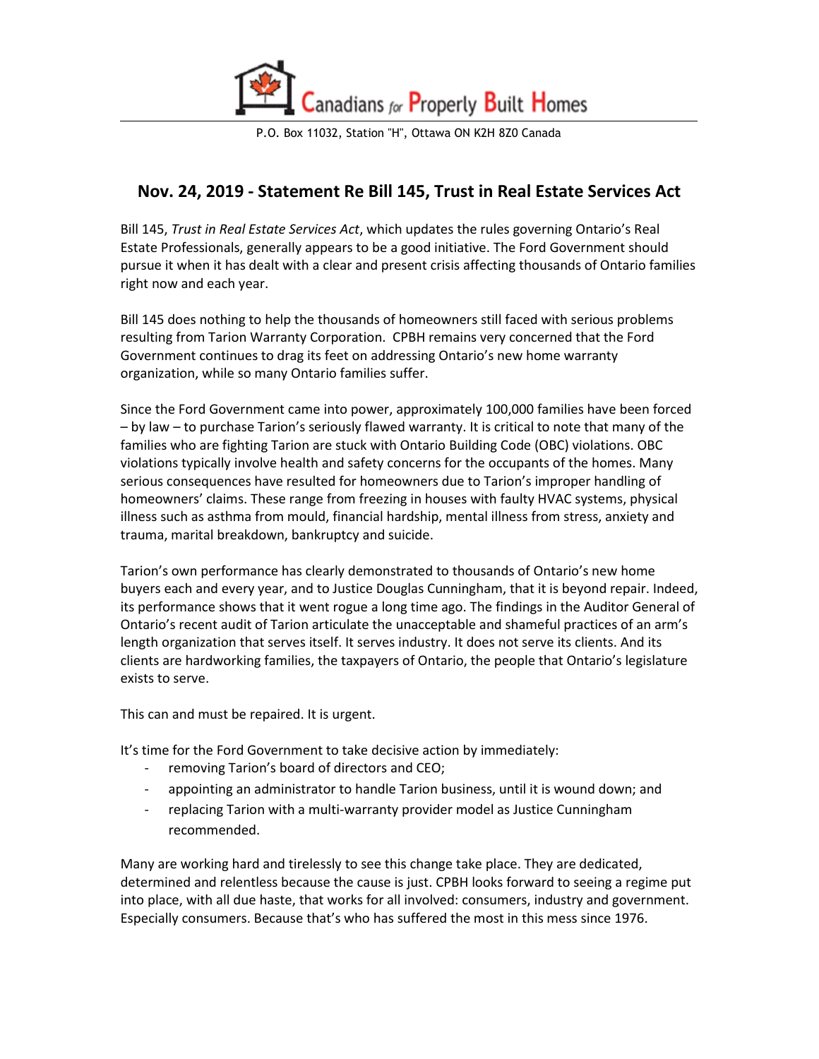Canadians for Properly Built Homes

P.O. Box 11032, Station "H", Ottawa ON K2H 8Z0 Canada

## Nov. 24, 2019 - Statement Re Bill 145, Trust in Real Estate Services Act

Bill 145, *Trust in Real Estate Services Act*, which updates the rules governing Ontario's Real Estate Professionals, generally appears to be a good initiative. The Ford Government should pursue it when it has dealt with a clear and present crisis affecting thousands of Ontario families right now and each year.

Bill 145 does nothing to help the thousands of homeowners still faced with serious problems resulting from Tarion Warranty Corporation. CPBH remains very concerned that the Ford Government continues to drag its feet on addressing Ontario's new home warranty organization, while so many Ontario families suffer.

Since the Ford Government came into power, approximately 100,000 families have been forced – by law – to purchase Tarion's seriously flawed warranty. It is critical to note that many of the families who are fighting Tarion are stuck with Ontario Building Code (OBC) violations. OBC violations typically involve health and safety concerns for the occupants of the homes. Many serious consequences have resulted for homeowners due to Tarion's improper handling of homeowners' claims. These range from freezing in houses with faulty HVAC systems, physical illness such as asthma from mould, financial hardship, mental illness from stress, anxiety and trauma, marital breakdown, bankruptcy and suicide.

Tarion's own performance has clearly demonstrated to thousands of Ontario's new home buyers each and every year, and to Justice Douglas Cunningham, that it is beyond repair. Indeed, its performance shows that it went rogue a long time ago. The findings in the Auditor General of Ontario's recent audit of Tarion articulate the unacceptable and shameful practices of an arm's length organization that serves itself. It serves industry. It does not serve its clients. And its clients are hardworking families, the taxpayers of Ontario, the people that Ontario's legislature exists to serve.

This can and must be repaired. It is urgent.

It's time for the Ford Government to take decisive action by immediately:

- removing Tarion's board of directors and CEO;
- appointing an administrator to handle Tarion business, until it is wound down; and
- replacing Tarion with a multi-warranty provider model as Justice Cunningham recommended.

Many are working hard and tirelessly to see this change take place. They are dedicated, determined and relentless because the cause is just. CPBH looks forward to seeing a regime put into place, with all due haste, that works for all involved: consumers, industry and government. Especially consumers. Because that's who has suffered the most in this mess since 1976.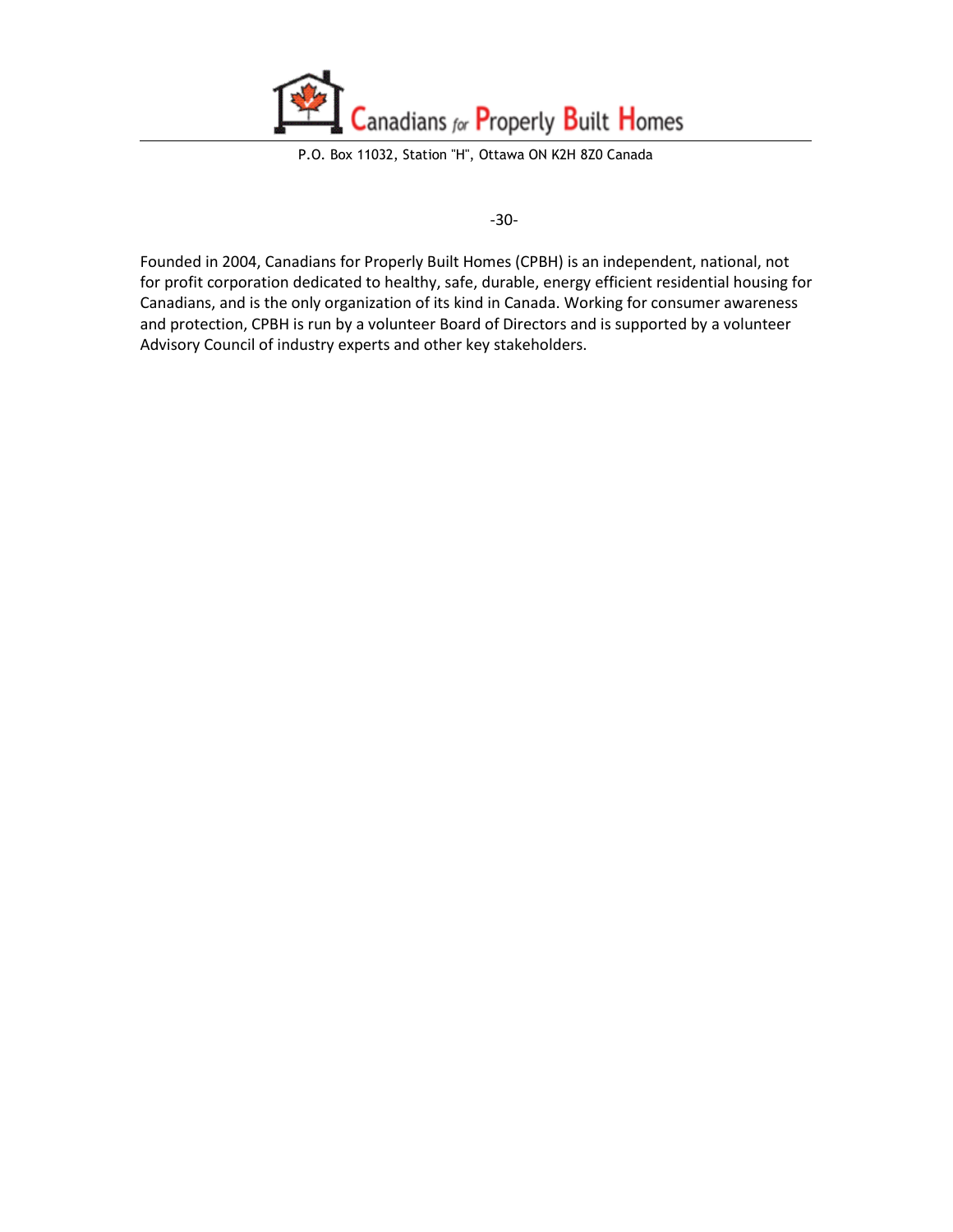Canadians for Properly Built Homes

P.O. Box 11032, Station "H", Ottawa ON K2H 8Z0 Canada

-30-

Founded in 2004, Canadians for Properly Built Homes (CPBH) is an independent, national, not for profit corporation dedicated to healthy, safe, durable, energy efficient residential housing for Canadians, and is the only organization of its kind in Canada. Working for consumer awareness and protection, CPBH is run by a volunteer Board of Directors and is supported by a volunteer Advisory Council of industry experts and other key stakeholders.